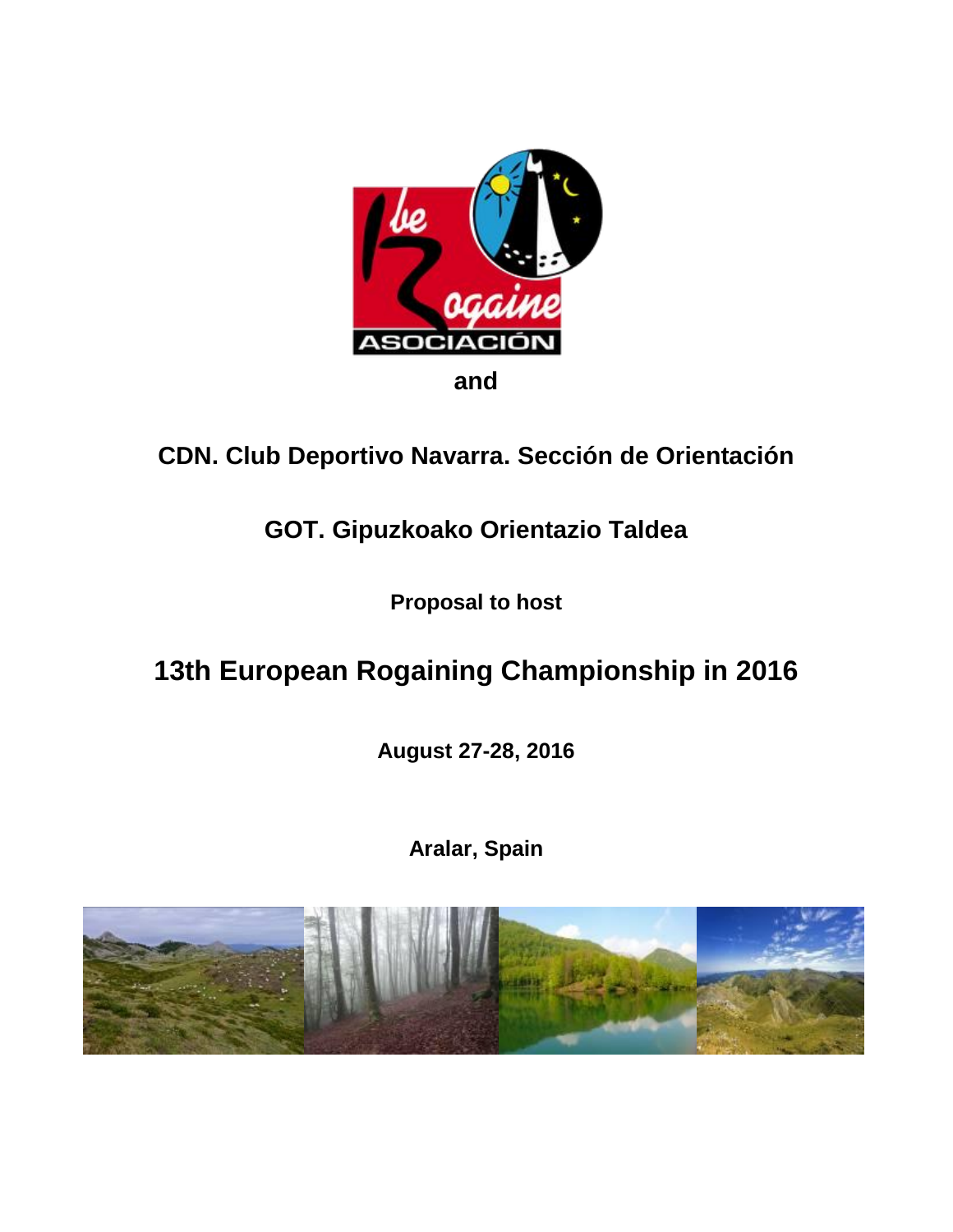and

## CDN. Club Deportivo Navarra. Sección de Orientación

## GOT. Gipuzkoako Orientazio Taldea

**Proposal to host**

# 13th European Rogaining Championship in 2016

**August 27-28, 2016**

**Aralar, Spain**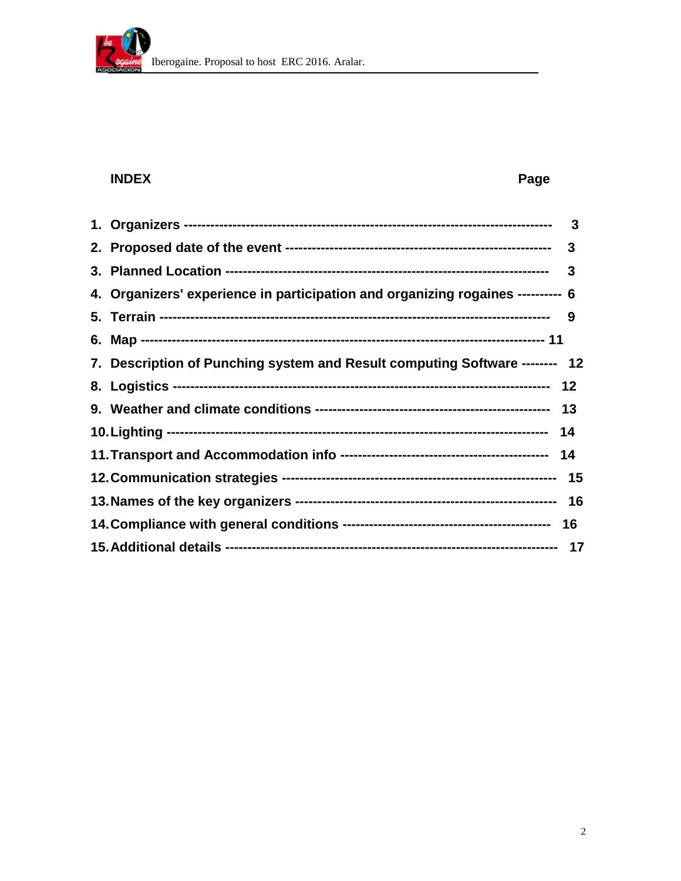## INDEX

| | Page |
|---|---|
| 1. Organizers | 3 |
| 2. Proposed date of the event | 3 |
| 3. Planned Location | 3 |
| 4. Organizers' experience in participation and organizing rogaines | 6 |
| 5. Terrain | 9 |
| 6. Map | 11 |
| 7. Description of Punching system and Result computing Software | 12 |
| 8. Logistics | 12 |
| 9. Weather and climate conditions | 13 |
| 10. Lighting | 14 |
| 11. Transport and Accommodation info | 14 |
| 12. Communication strategies | 15 |
| 13. Names of the key organizers | 16 |
| 14. Compliance with general conditions | 16 |
| 15. Additional details | 17 |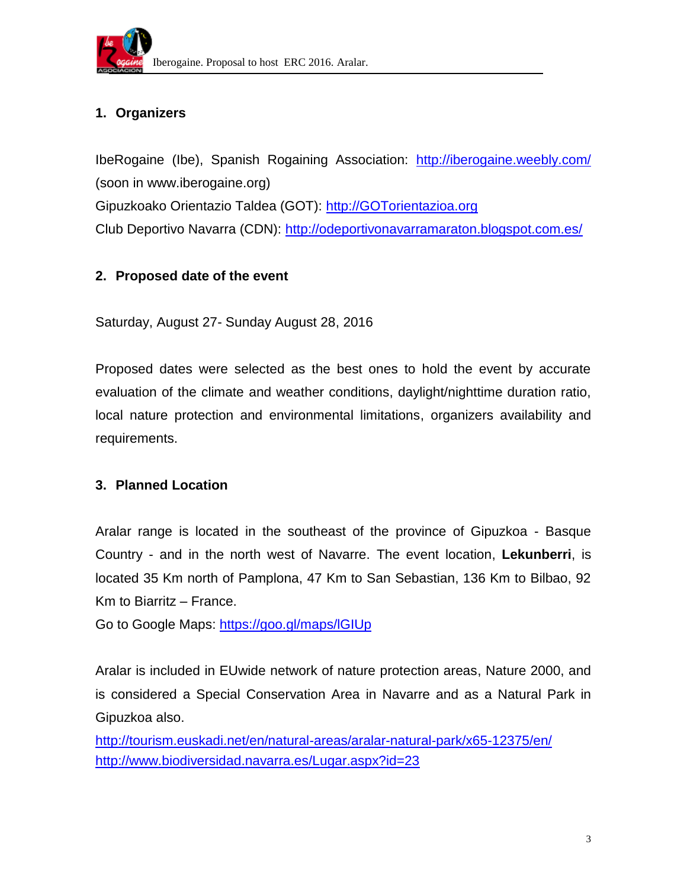## 1. Organizers

IbeRogaine (Ibe), Spanish Rogaining Association: http://iberogaine.weebly.com/ (soon in www.iberogaine.org)
Gipuzkoako Orientazio Taldea (GOT): http://GOTorientazioa.org
Club Deportivo Navarra (CDN): http://odeportivonavarramaraton.blogspot.com.es/

## 2. Proposed date of the event

Saturday, August 27- Sunday August 28, 2016

Proposed dates were selected as the best ones to hold the event by accurate evaluation of the climate and weather conditions, daylight/nighttime duration ratio, local nature protection and environmental limitations, organizers availability and requirements.

## 3. Planned Location

Aralar range is located in the southeast of the province of Gipuzkoa - Basque Country - and in the north west of Navarre. The event location, **Lekunberri**, is located 35 Km north of Pamplona, 47 Km to San Sebastian, 136 Km to Bilbao, 92 Km to Biarritz – France.
Go to Google Maps: https://goo.gl/maps/lGIUp

Aralar is included in EUwide network of nature protection areas, Nature 2000, and is considered a Special Conservation Area in Navarre and as a Natural Park in Gipuzkoa also.
http://tourism.euskadi.net/en/natural-areas/aralar-natural-park/x65-12375/en/
http://www.biodiversidad.navarra.es/Lugar.aspx?id=23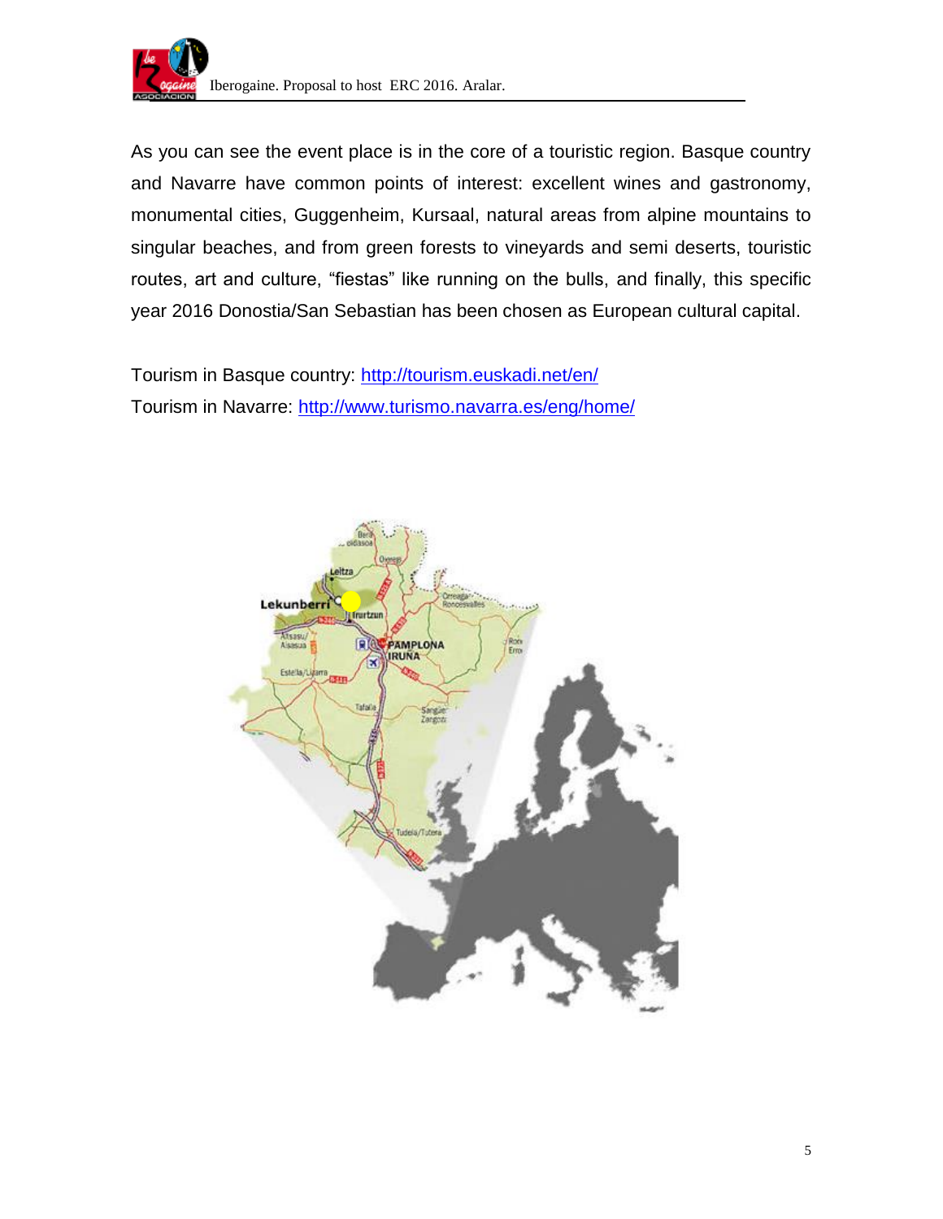As you can see the event place is in the core of a touristic region. Basque country and Navarre have common points of interest: excellent wines and gastronomy, monumental cities, Guggenheim, Kursaal, natural areas from alpine mountains to singular beaches, and from green forests to vineyards and semi deserts, touristic routes, art and culture, "fiestas" like running on the bulls, and finally, this specific year 2016 Donostia/San Sebastian has been chosen as European cultural capital.

Tourism in Basque country: http://tourism.euskadi.net/en/
Tourism in Navarre: http://www.turismo.navarra.es/eng/home/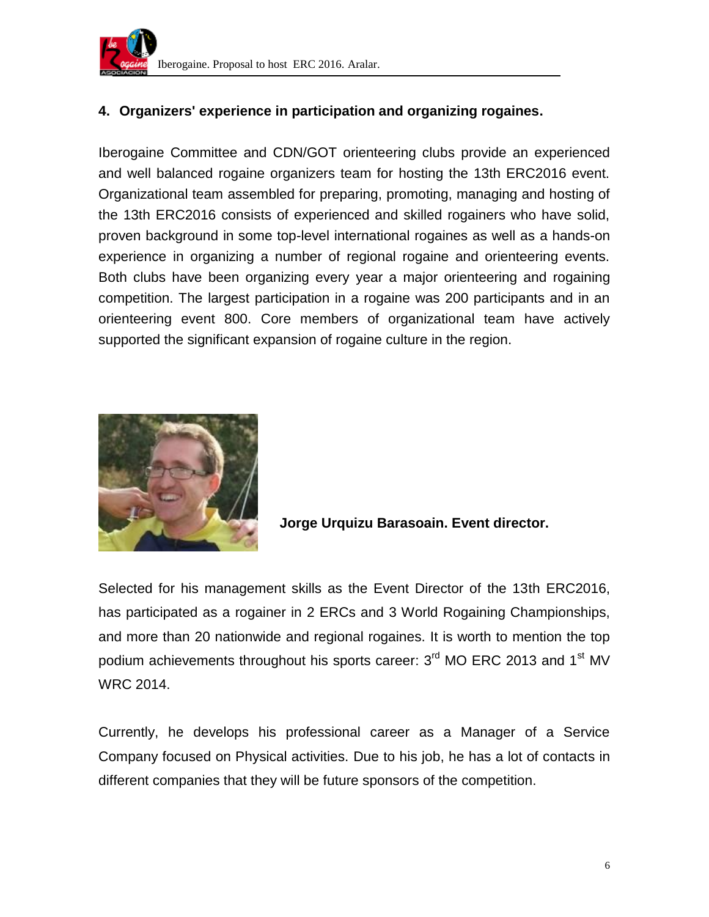## 4. Organizers' experience in participation and organizing rogaines.

Iberogaine Committee and CDN/GOT orienteering clubs provide an experienced and well balanced rogaine organizers team for hosting the 13th ERC2016 event. Organizational team assembled for preparing, promoting, managing and hosting of the 13th ERC2016 consists of experienced and skilled rogainers who have solid, proven background in some top-level international rogaines as well as a hands-on experience in organizing a number of regional rogaine and orienteering events. Both clubs have been organizing every year a major orienteering and rogaining competition. The largest participation in a rogaine was 200 participants and in an orienteering event 800. Core members of organizational team have actively supported the significant expansion of rogaine culture in the region.

**Jorge Urquizu Barasoain. Event director.**

Selected for his management skills as the Event Director of the 13th ERC2016, has participated as a rogainer in 2 ERCs and 3 World Rogaining Championships, and more than 20 nationwide and regional rogaines. It is worth to mention the top podium achievements throughout his sports career: 3rd MO ERC 2013 and 1st MV WRC 2014.

Currently, he develops his professional career as a Manager of a Service Company focused on Physical activities. Due to his job, he has a lot of contacts in different companies that they will be future sponsors of the competition.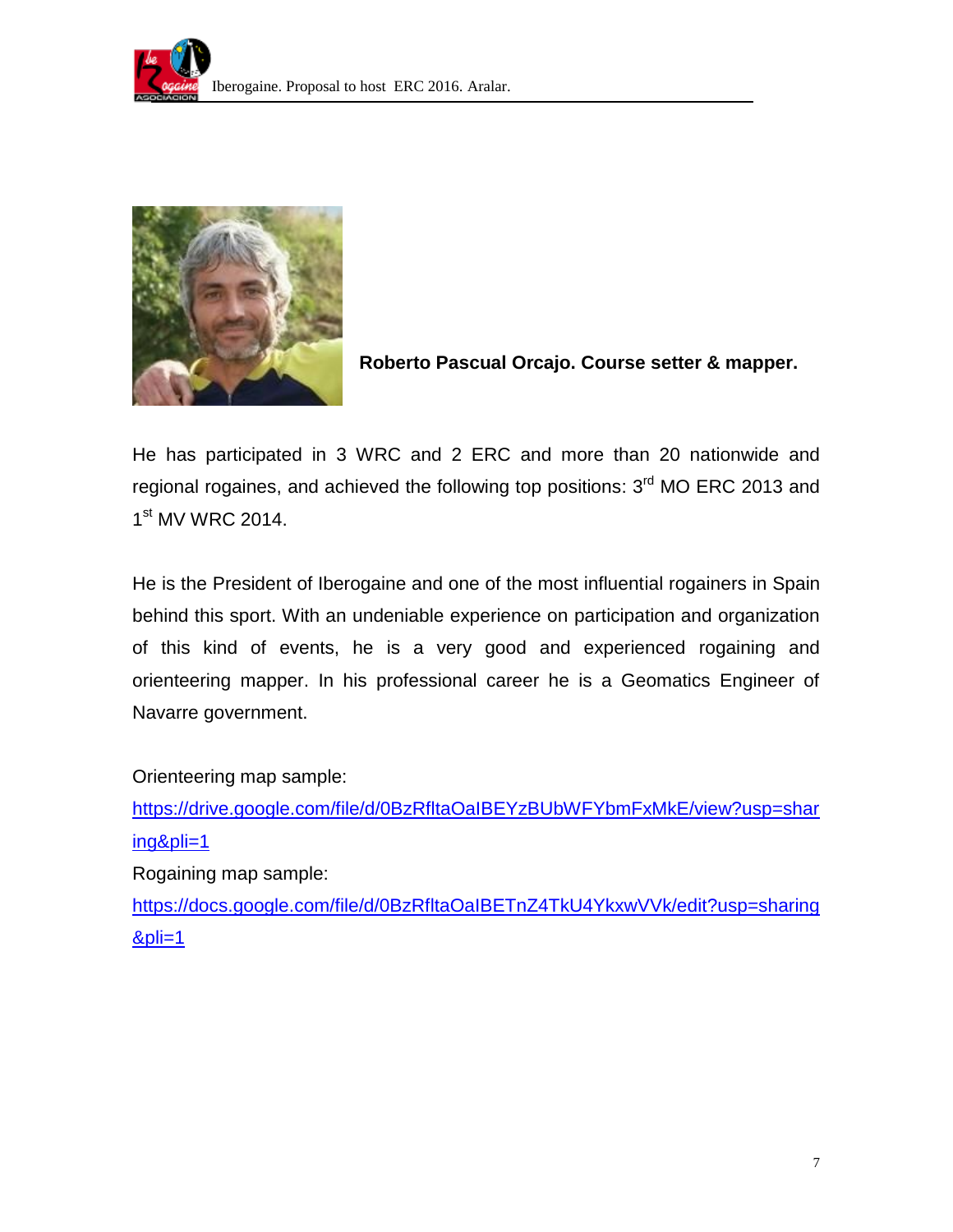**Roberto Pascual Orcajo. Course setter & mapper.**

He has participated in 3 WRC and 2 ERC and more than 20 nationwide and regional rogaines, and achieved the following top positions: 3rd MO ERC 2013 and 1st MV WRC 2014.

He is the President of Iberogaine and one of the most influential rogainers in Spain behind this sport. With an undeniable experience on participation and organization of this kind of events, he is a very good and experienced rogaining and orienteering mapper. In his professional career he is a Geomatics Engineer of Navarre government.

Orienteering map sample:
https://drive.google.com/file/d/0BzRfltaOaIBEYzBUbWFYbmFxMkE/view?usp=sharing&pli=1

Rogaining map sample:
https://docs.google.com/file/d/0BzRfltaOaIBETnZ4TkU4YkxwVVk/edit?usp=sharing&pli=1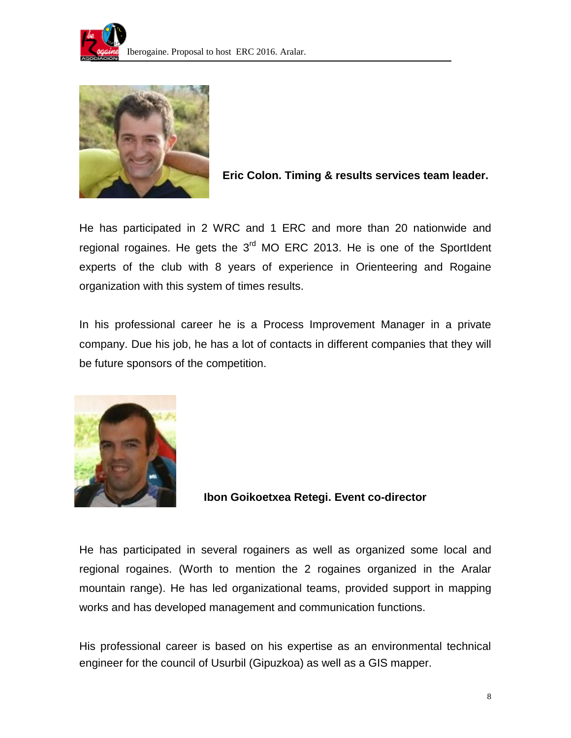**Eric Colon. Timing & results services team leader.**

He has participated in 2 WRC and 1 ERC and more than 20 nationwide and regional rogaines. He gets the 3rd MO ERC 2013. He is one of the SportIdent experts of the club with 8 years of experience in Orienteering and Rogaine organization with this system of times results.

In his professional career he is a Process Improvement Manager in a private company. Due his job, he has a lot of contacts in different companies that they will be future sponsors of the competition.

**Ibon Goikoetxea Retegi. Event co-director**

He has participated in several rogainers as well as organized some local and regional rogaines. (Worth to mention the 2 rogaines organized in the Aralar mountain range). He has led organizational teams, provided support in mapping works and has developed management and communication functions.

His professional career is based on his expertise as an environmental technical engineer for the council of Usurbil (Gipuzkoa) as well as a GIS mapper.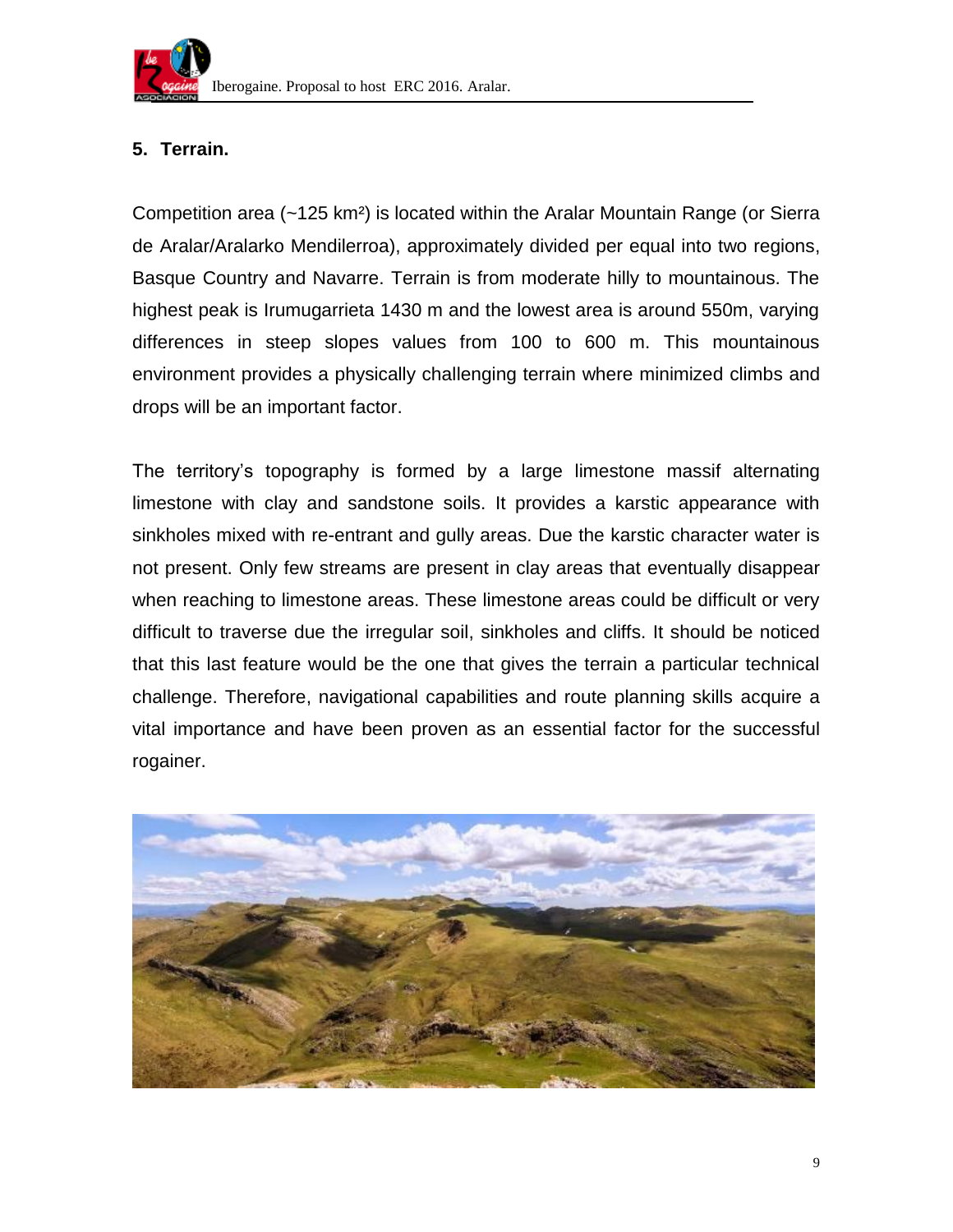## 5. Terrain.

Competition area (~125 km²) is located within the Aralar Mountain Range (or Sierra de Aralar/Aralarko Mendilerroa), approximately divided per equal into two regions, Basque Country and Navarre. Terrain is from moderate hilly to mountainous. The highest peak is Irumugarrieta 1430 m and the lowest area is around 550m, varying differences in steep slopes values from 100 to 600 m. This mountainous environment provides a physically challenging terrain where minimized climbs and drops will be an important factor.

The territory's topography is formed by a large limestone massif alternating limestone with clay and sandstone soils. It provides a karstic appearance with sinkholes mixed with re-entrant and gully areas. Due the karstic character water is not present. Only few streams are present in clay areas that eventually disappear when reaching to limestone areas. These limestone areas could be difficult or very difficult to traverse due the irregular soil, sinkholes and cliffs. It should be noticed that this last feature would be the one that gives the terrain a particular technical challenge. Therefore, navigational capabilities and route planning skills acquire a vital importance and have been proven as an essential factor for the successful rogainer.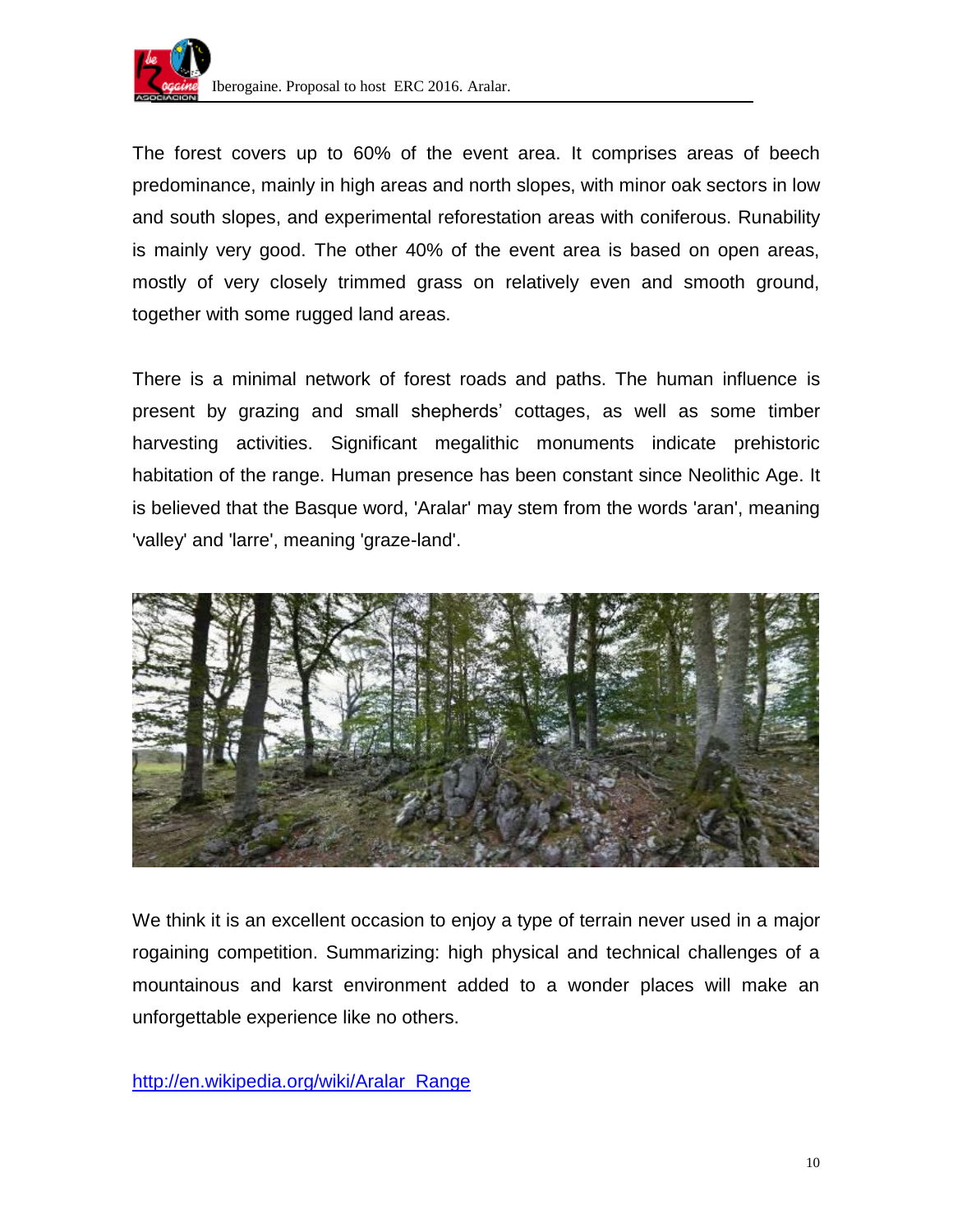The forest covers up to 60% of the event area. It comprises areas of beech predominance, mainly in high areas and north slopes, with minor oak sectors in low and south slopes, and experimental reforestation areas with coniferous. Runability is mainly very good. The other 40% of the event area is based on open areas, mostly of very closely trimmed grass on relatively even and smooth ground, together with some rugged land areas.

There is a minimal network of forest roads and paths. The human influence is present by grazing and small shepherds' cottages, as well as some timber harvesting activities. Significant megalithic monuments indicate prehistoric habitation of the range. Human presence has been constant since Neolithic Age. It is believed that the Basque word, 'Aralar' may stem from the words 'aran', meaning 'valley' and 'larre', meaning 'graze-land'.

We think it is an excellent occasion to enjoy a type of terrain never used in a major rogaining competition. Summarizing: high physical and technical challenges of a mountainous and karst environment added to a wonder places will make an unforgettable experience like no others.

http://en.wikipedia.org/wiki/Aralar_Range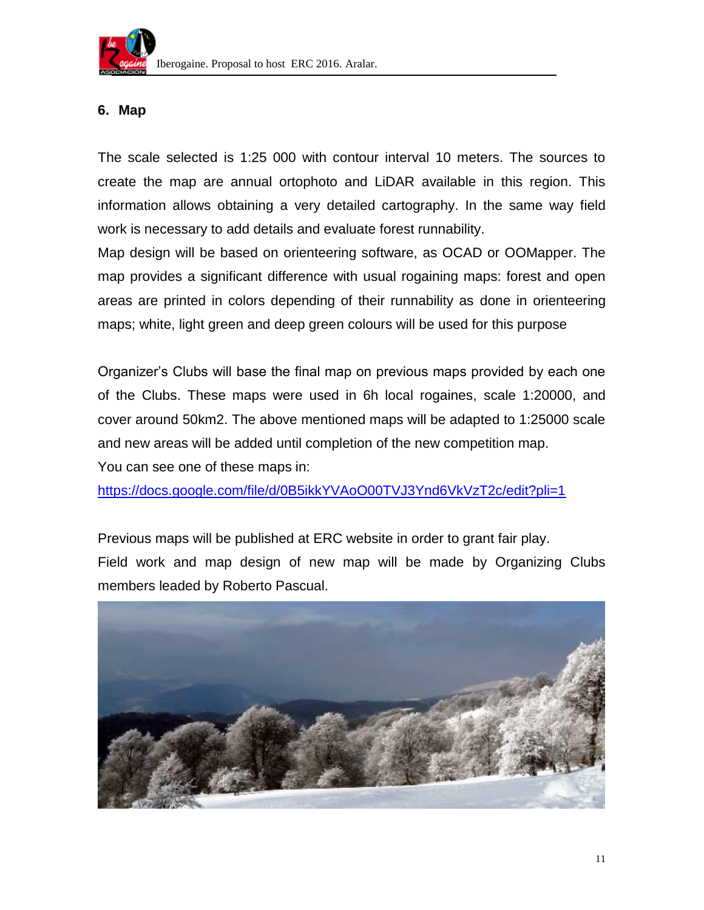## 6. Map

The scale selected is 1:25 000 with contour interval 10 meters. The sources to create the map are annual ortophoto and LiDAR available in this region. This information allows obtaining a very detailed cartography. In the same way field work is necessary to add details and evaluate forest runnability.

Map design will be based on orienteering software, as OCAD or OOMapper. The map provides a significant difference with usual rogaining maps: forest and open areas are printed in colors depending of their runnability as done in orienteering maps; white, light green and deep green colours will be used for this purpose

Organizer's Clubs will base the final map on previous maps provided by each one of the Clubs. These maps were used in 6h local rogaines, scale 1:20000, and cover around 50km2. The above mentioned maps will be adapted to 1:25000 scale and new areas will be added until completion of the new competition map.

You can see one of these maps in:

https://docs.google.com/file/d/0B5ikkYVAoO00TVJ3Ynd6VkVzT2c/edit?pli=1

Previous maps will be published at ERC website in order to grant fair play.

Field work and map design of new map will be made by Organizing Clubs members leaded by Roberto Pascual.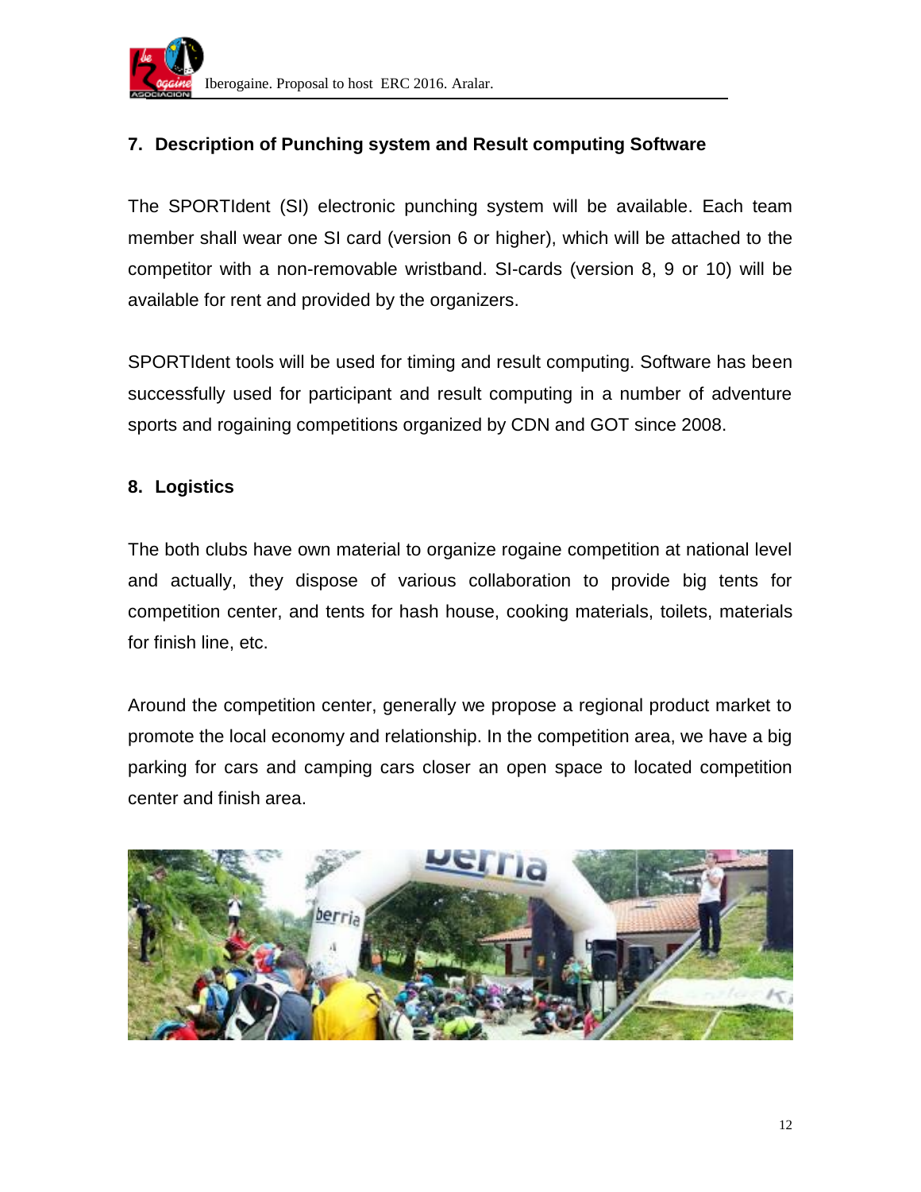## 7. Description of Punching system and Result computing Software

The SPORTIdent (SI) electronic punching system will be available. Each team member shall wear one SI card (version 6 or higher), which will be attached to the competitor with a non-removable wristband. SI-cards (version 8, 9 or 10) will be available for rent and provided by the organizers.

SPORTIdent tools will be used for timing and result computing. Software has been successfully used for participant and result computing in a number of adventure sports and rogaining competitions organized by CDN and GOT since 2008.

## 8. Logistics

The both clubs have own material to organize rogaine competition at national level and actually, they dispose of various collaboration to provide big tents for competition center, and tents for hash house, cooking materials, toilets, materials for finish line, etc.

Around the competition center, generally we propose a regional product market to promote the local economy and relationship. In the competition area, we have a big parking for cars and camping cars closer an open space to located competition center and finish area.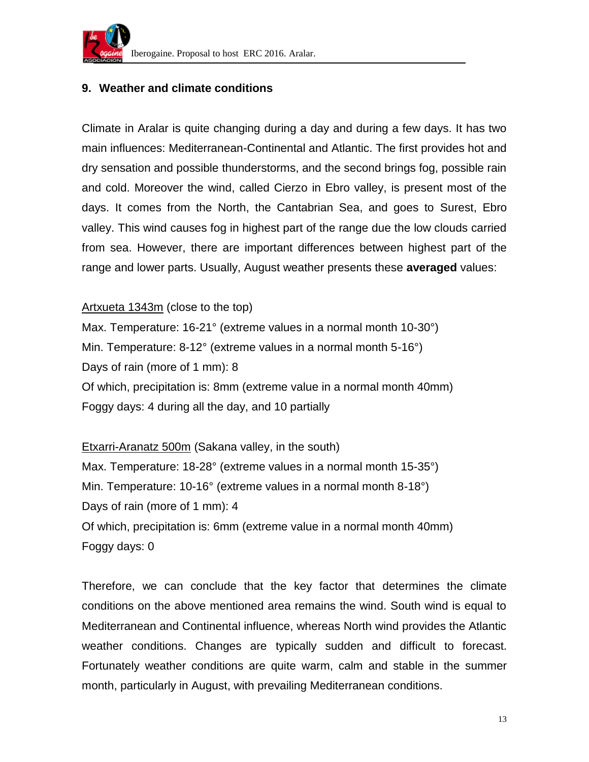## 9. Weather and climate conditions

Climate in Aralar is quite changing during a day and during a few days. It has two main influences: Mediterranean-Continental and Atlantic. The first provides hot and dry sensation and possible thunderstorms, and the second brings fog, possible rain and cold. Moreover the wind, called Cierzo in Ebro valley, is present most of the days. It comes from the North, the Cantabrian Sea, and goes to Surest, Ebro valley. This wind causes fog in highest part of the range due the low clouds carried from sea. However, there are important differences between highest part of the range and lower parts. Usually, August weather presents these **averaged** values:

Artxueta 1343m (close to the top)
Max. Temperature: 16-21° (extreme values in a normal month 10-30°)
Min. Temperature: 8-12° (extreme values in a normal month 5-16°)
Days of rain (more of 1 mm): 8
Of which, precipitation is: 8mm (extreme value in a normal month 40mm)
Foggy days: 4 during all the day, and 10 partially

Etxarri-Aranatz 500m (Sakana valley, in the south)
Max. Temperature: 18-28° (extreme values in a normal month 15-35°)
Min. Temperature: 10-16° (extreme values in a normal month 8-18°)
Days of rain (more of 1 mm): 4
Of which, precipitation is: 6mm (extreme value in a normal month 40mm)
Foggy days: 0

Therefore, we can conclude that the key factor that determines the climate conditions on the above mentioned area remains the wind. South wind is equal to Mediterranean and Continental influence, whereas North wind provides the Atlantic weather conditions. Changes are typically sudden and difficult to forecast. Fortunately weather conditions are quite warm, calm and stable in the summer month, particularly in August, with prevailing Mediterranean conditions.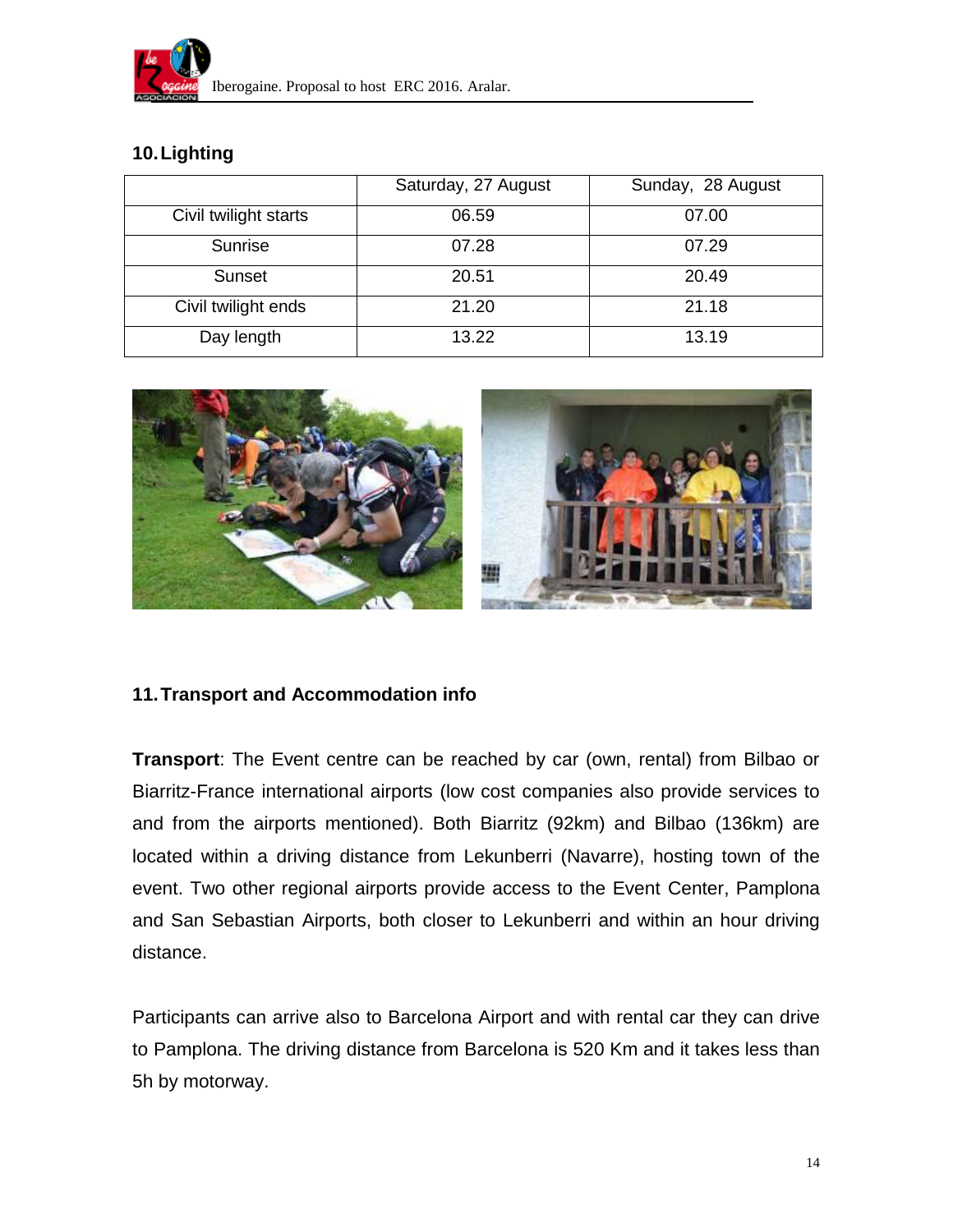## 10. Lighting

| | Saturday, 27 August | Sunday, 28 August |
|---|---|---|
| Civil twilight starts | 06.59 | 07.00 |
| Sunrise | 07.28 | 07.29 |
| Sunset | 20.51 | 20.49 |
| Civil twilight ends | 21.20 | 21.18 |
| Day length | 13.22 | 13.19 |

## 11. Transport and Accommodation info

**Transport**: The Event centre can be reached by car (own, rental) from Bilbao or Biarritz-France international airports (low cost companies also provide services to and from the airports mentioned). Both Biarritz (92km) and Bilbao (136km) are located within a driving distance from Lekunberri (Navarre), hosting town of the event. Two other regional airports provide access to the Event Center, Pamplona and San Sebastian Airports, both closer to Lekunberri and within an hour driving distance.

Participants can arrive also to Barcelona Airport and with rental car they can drive to Pamplona. The driving distance from Barcelona is 520 Km and it takes less than 5h by motorway.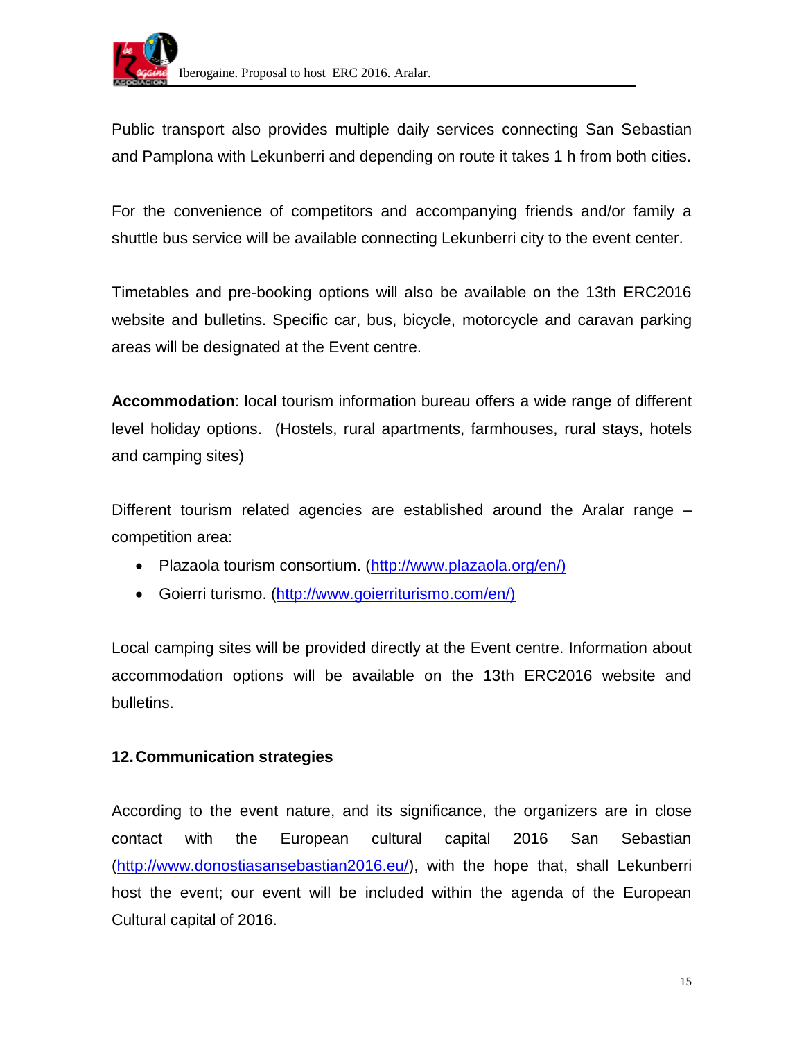Public transport also provides multiple daily services connecting San Sebastian and Pamplona with Lekunberri and depending on route it takes 1 h from both cities.

For the convenience of competitors and accompanying friends and/or family a shuttle bus service will be available connecting Lekunberri city to the event center.

Timetables and pre-booking options will also be available on the 13th ERC2016 website and bulletins. Specific car, bus, bicycle, motorcycle and caravan parking areas will be designated at the Event centre.

**Accommodation**: local tourism information bureau offers a wide range of different level holiday options. (Hostels, rural apartments, farmhouses, rural stays, hotels and camping sites)

Different tourism related agencies are established around the Aralar range – competition area:

- Plazaola tourism consortium. (http://www.plazaola.org/en/)
- Goierri turismo. (http://www.goierriturismo.com/en/)

Local camping sites will be provided directly at the Event centre. Information about accommodation options will be available on the 13th ERC2016 website and bulletins.

## 12. Communication strategies

According to the event nature, and its significance, the organizers are in close contact with the European cultural capital 2016 San Sebastian (http://www.donostiasansebastian2016.eu/), with the hope that, shall Lekunberri host the event; our event will be included within the agenda of the European Cultural capital of 2016.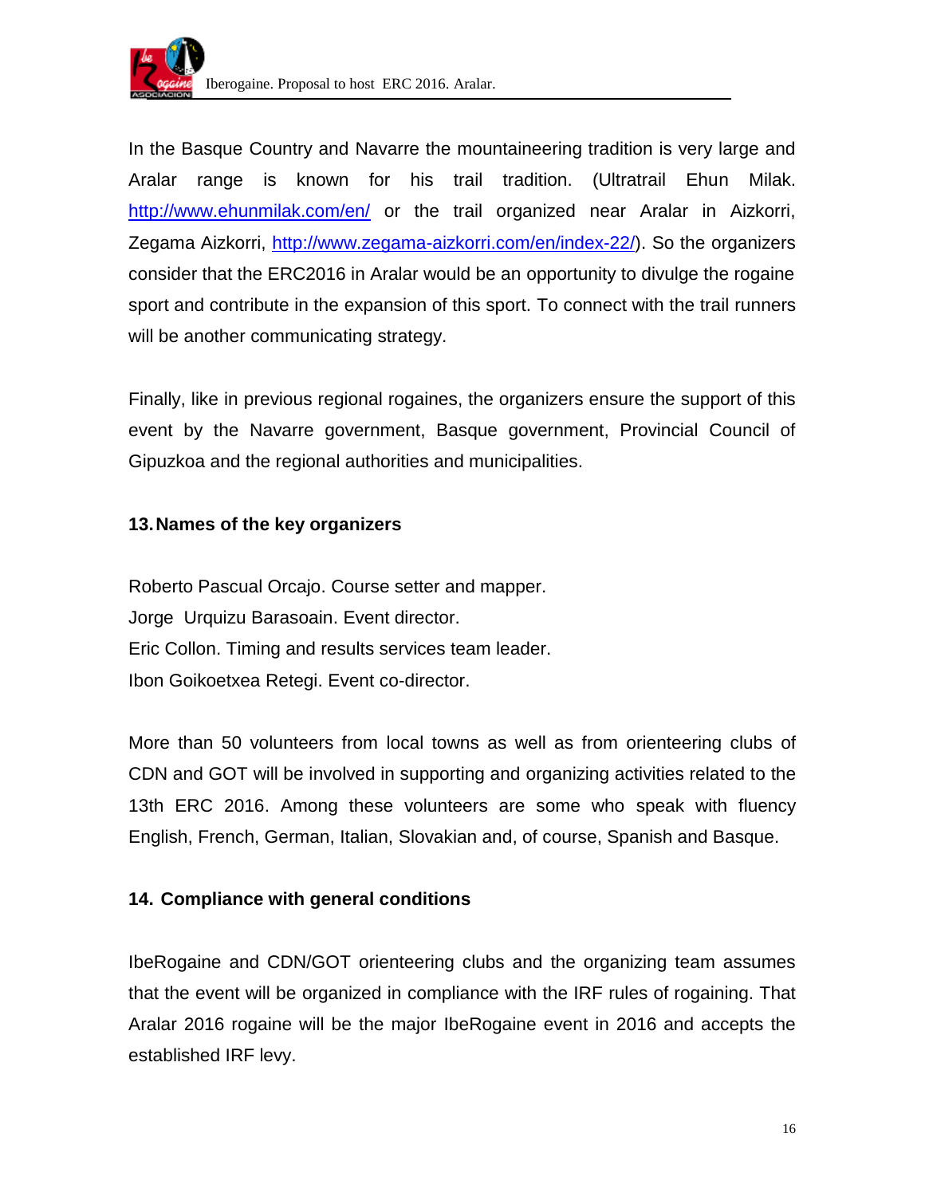In the Basque Country and Navarre the mountaineering tradition is very large and Aralar range is known for his trail tradition. (Ultratrail Ehun Milak. [http://www.ehunmilak.com/en/](http://www.ehunmilak.com/en/) or the trail organized near Aralar in Aizkorri, Zegama Aizkorri, [http://www.zegama-aizkorri.com/en/index-22/](http://www.zegama-aizkorri.com/en/index-22/)). So the organizers consider that the ERC2016 in Aralar would be an opportunity to divulge the rogaine sport and contribute in the expansion of this sport. To connect with the trail runners will be another communicating strategy.

Finally, like in previous regional rogaines, the organizers ensure the support of this event by the Navarre government, Basque government, Provincial Council of Gipuzkoa and the regional authorities and municipalities.

## 13. Names of the key organizers

Roberto Pascual Orcajo. Course setter and mapper.
Jorge Urquizu Barasoain. Event director.
Eric Collon. Timing and results services team leader.
Ibon Goikoetxea Retegi. Event co-director.

More than 50 volunteers from local towns as well as from orienteering clubs of CDN and GOT will be involved in supporting and organizing activities related to the 13th ERC 2016. Among these volunteers are some who speak with fluency English, French, German, Italian, Slovakian and, of course, Spanish and Basque.

## 14. Compliance with general conditions

IbeRogaine and CDN/GOT orienteering clubs and the organizing team assumes that the event will be organized in compliance with the IRF rules of rogaining. That Aralar 2016 rogaine will be the major IbeRogaine event in 2016 and accepts the established IRF levy.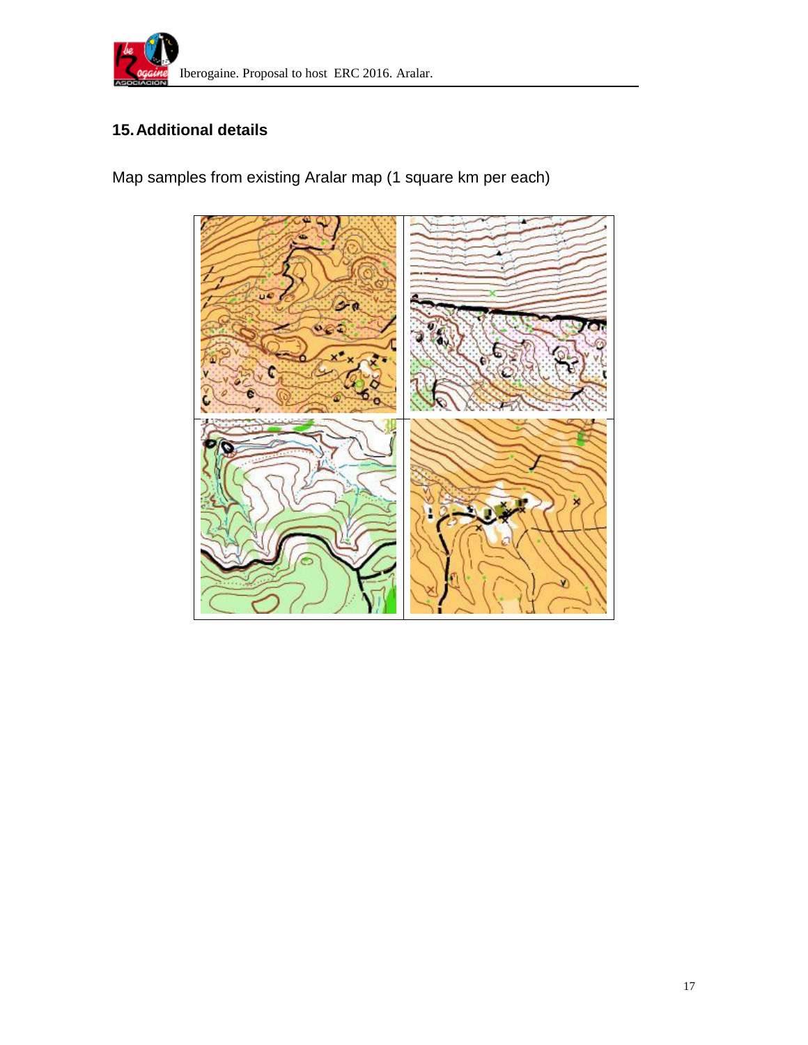## 15. Additional details

Map samples from existing Aralar map (1 square km per each)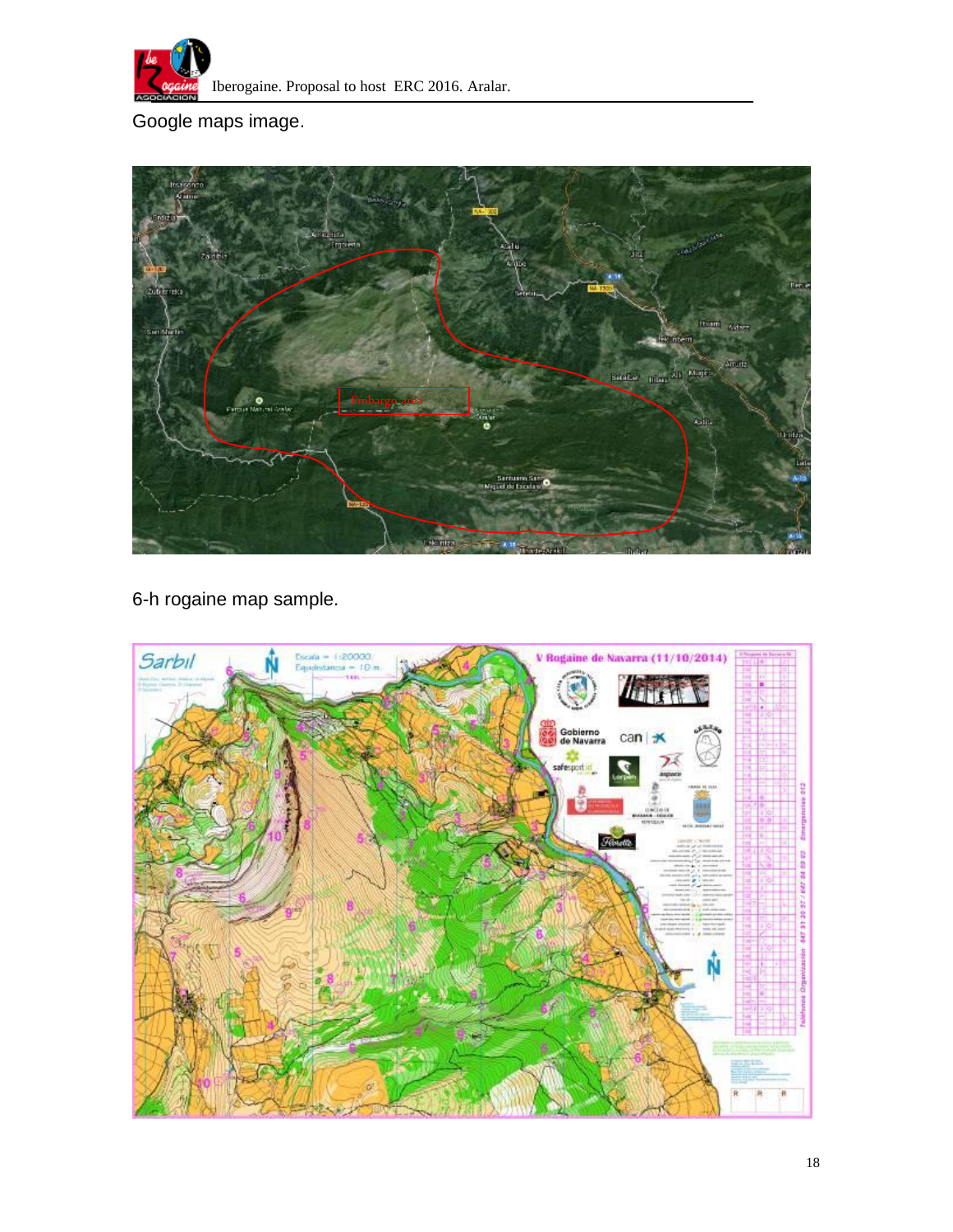Google maps image.

6-h rogaine map sample.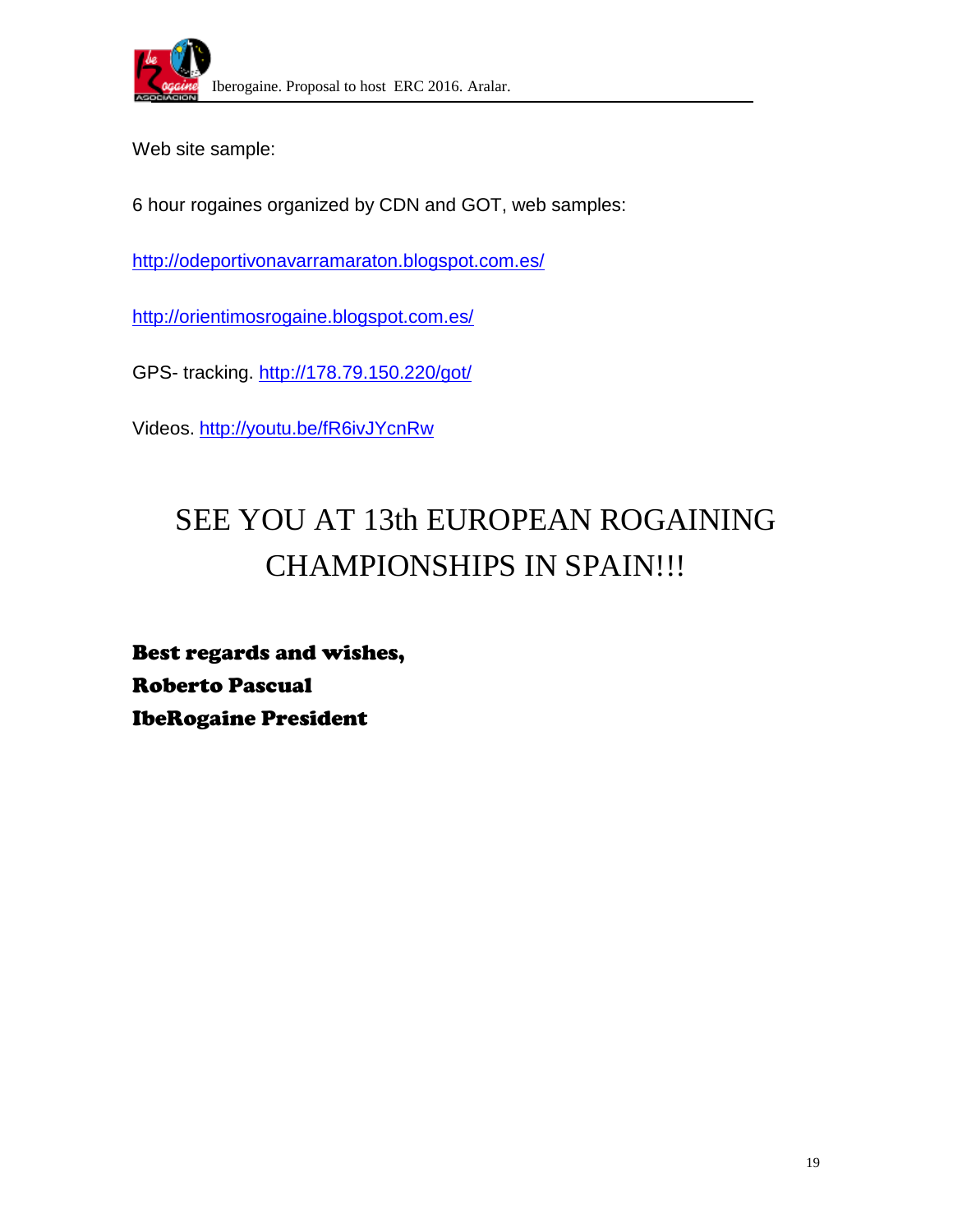Web site sample:

6 hour rogaines organized by CDN and GOT, web samples:

http://odeportivonavarramaraton.blogspot.com.es/

http://orientimosrogaine.blogspot.com.es/

GPS- tracking. http://178.79.150.220/got/

Videos. http://youtu.be/fR6ivJYcnRw

# SEE YOU AT 13th EUROPEAN ROGAINING CHAMPIONSHIPS IN SPAIN!!!

**Best regards and wishes,**
**Roberto Pascual**
**IbeRogaine President**